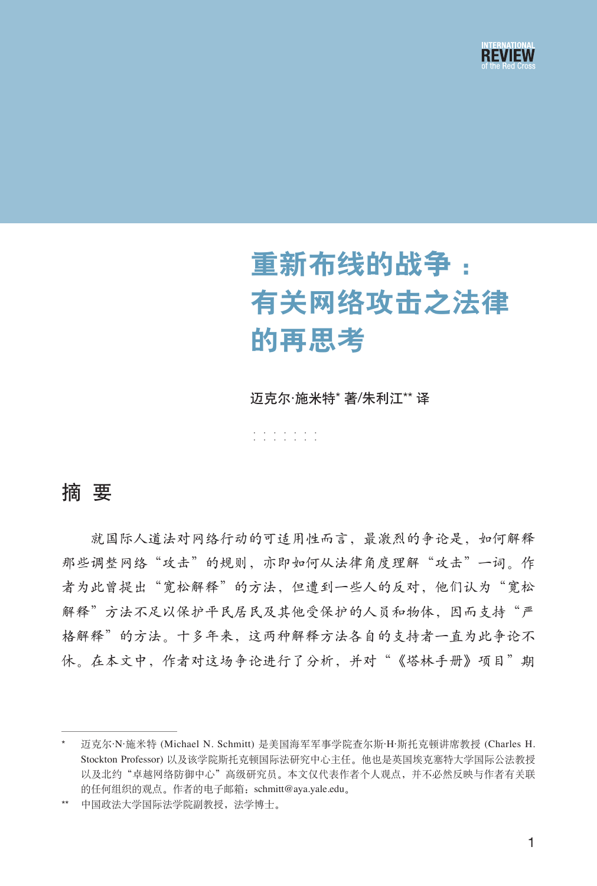# 重新布线的战争：有关网络攻击之法律的再思考

迈克尔·施米特* 著/朱利江** 译

## 摘 要

就国际人道法对网络行动的可适用性而言，最激烈的争论是，如何解释那些调整网络“攻击”的规则，亦即如何从法律角度理解“攻击”一词。作者为此曾提出“宽松解释”的方法，但遭到一些人的反对，他们认为“宽松解释”方法不足以保护平民居民及其他受保护的人员和物体，因而支持“严格解释”的方法。十多年来，这两种解释方法各自的支持者一直为此争论不休。在本文中，作者对这场争论进行了分析，并对“《塔林手册》项目”期

---

* 迈克尔·N·施米特 (Michael N. Schmitt) 是美国海军军事学院查尔斯·H·斯托克顿讲席教授 (Charles H. Stockton Professor) 以及该学院斯托克顿国际法研究中心主任。他也是英国埃克塞特大学国际公法教授以及北约“卓越网络防御中心”高级研究员。本文仅代表作者个人观点，并不必然反映与作者有关联的任何组织的观点。作者的电子邮箱：schmitt@aya.yale.edu。

** 中国政法大学国际法学院副教授，法学博士。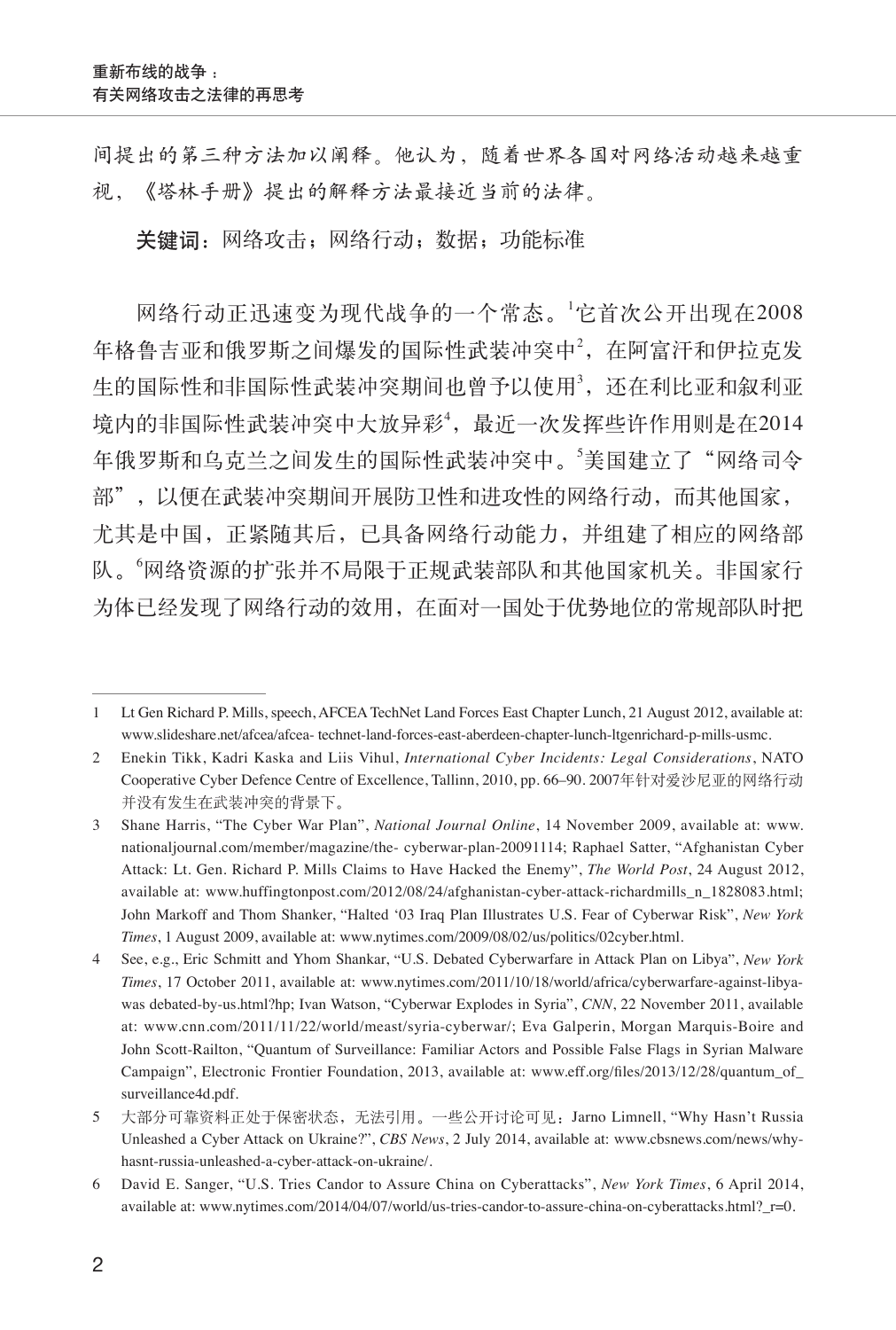间提出的第三种方法加以阐释。他认为，随着世界各国对网络活动越来越重视，《塔林手册》提出的解释方法最接近当前的法律。

**关键词**：网络攻击；网络行动；数据；功能标准

网络行动正迅速变为现代战争的一个常态。[1]它首次公开出现在2008年格鲁吉亚和俄罗斯之间爆发的国际性武装冲突中[2]，在阿富汗和伊拉克发生的国际性和非国际性武装冲突期间也曾予以使用[3]，还在利比亚和叙利亚境内的非国际性武装冲突中大放异彩[4]，最近一次发挥些许作用则是在2014年俄罗斯和乌克兰之间发生的国际性武装冲突中。[5]美国建立了“网络司令部”，以便在武装冲突期间开展防卫性和进攻性的网络行动，而其他国家，尤其是中国，正紧随其后，已具备网络行动能力，并组建了相应的网络部队。[6]网络资源的扩张并不局限于正规武装部队和其他国家机关。非国家行为体已经发现了网络行动的效用，在面对一国处于优势地位的常规部队时把

---

1 Lt Gen Richard P. Mills, speech, AFCEA TechNet Land Forces East Chapter Lunch, 21 August 2012, available at: www.slideshare.net/afcea/afcea- technet-land-forces-east-aberdeen-chapter-lunch-ltgenrichard-p-mills-usmc.

2 Enekin Tikk, Kadri Kaska and Liis Vihul, *International Cyber Incidents: Legal Considerations*, NATO Cooperative Cyber Defence Centre of Excellence, Tallinn, 2010, pp. 66–90. 2007年针对爱沙尼亚的网络行动并没有发生在武装冲突的背景下。

3 Shane Harris, “The Cyber War Plan”, *National Journal Online*, 14 November 2009, available at: www.nationaljournal.com/member/magazine/the- cyberwar-plan-20091114; Raphael Satter, “Afghanistan Cyber Attack: Lt. Gen. Richard P. Mills Claims to Have Hacked the Enemy”, *The World Post*, 24 August 2012, available at: www.huffingtonpost.com/2012/08/24/afghanistan-cyber-attack-richardmills_n_1828083.html; John Markoff and Thom Shanker, “Halted ‘03 Iraq Plan Illustrates U.S. Fear of Cyberwar Risk”, *New York Times*, 1 August 2009, available at: www.nytimes.com/2009/08/02/us/politics/02cyber.html.

4 See, e.g., Eric Schmitt and Yhom Shankar, “U.S. Debated Cyberwarfare in Attack Plan on Libya”, *New York Times*, 17 October 2011, available at: www.nytimes.com/2011/10/18/world/africa/cyberwarfare-against-libya-was debated-by-us.html?hp; Ivan Watson, “Cyberwar Explodes in Syria”, *CNN*, 22 November 2011, available at: www.cnn.com/2011/11/22/world/meast/syria-cyberwar/; Eva Galperin, Morgan Marquis-Boire and John Scott-Railton, “Quantum of Surveillance: Familiar Actors and Possible False Flags in Syrian Malware Campaign”, Electronic Frontier Foundation, 2013, available at: www.eff.org/files/2013/12/28/quantum_of_surveillance4d.pdf.

5 大部分可靠资料正处于保密状态，无法引用。一些公开讨论可见：Jarno Limnell, “Why Hasn’t Russia Unleashed a Cyber Attack on Ukraine?”, *CBS News*, 2 July 2014, available at: www.cbsnews.com/news/why-hasnt-russia-unleashed-a-cyber-attack-on-ukraine/.

6 David E. Sanger, “U.S. Tries Candor to Assure China on Cyberattacks”, *New York Times*, 6 April 2014, available at: www.nytimes.com/2014/04/07/world/us-tries-candor-to-assure-china-on-cyberattacks.html?_r=0.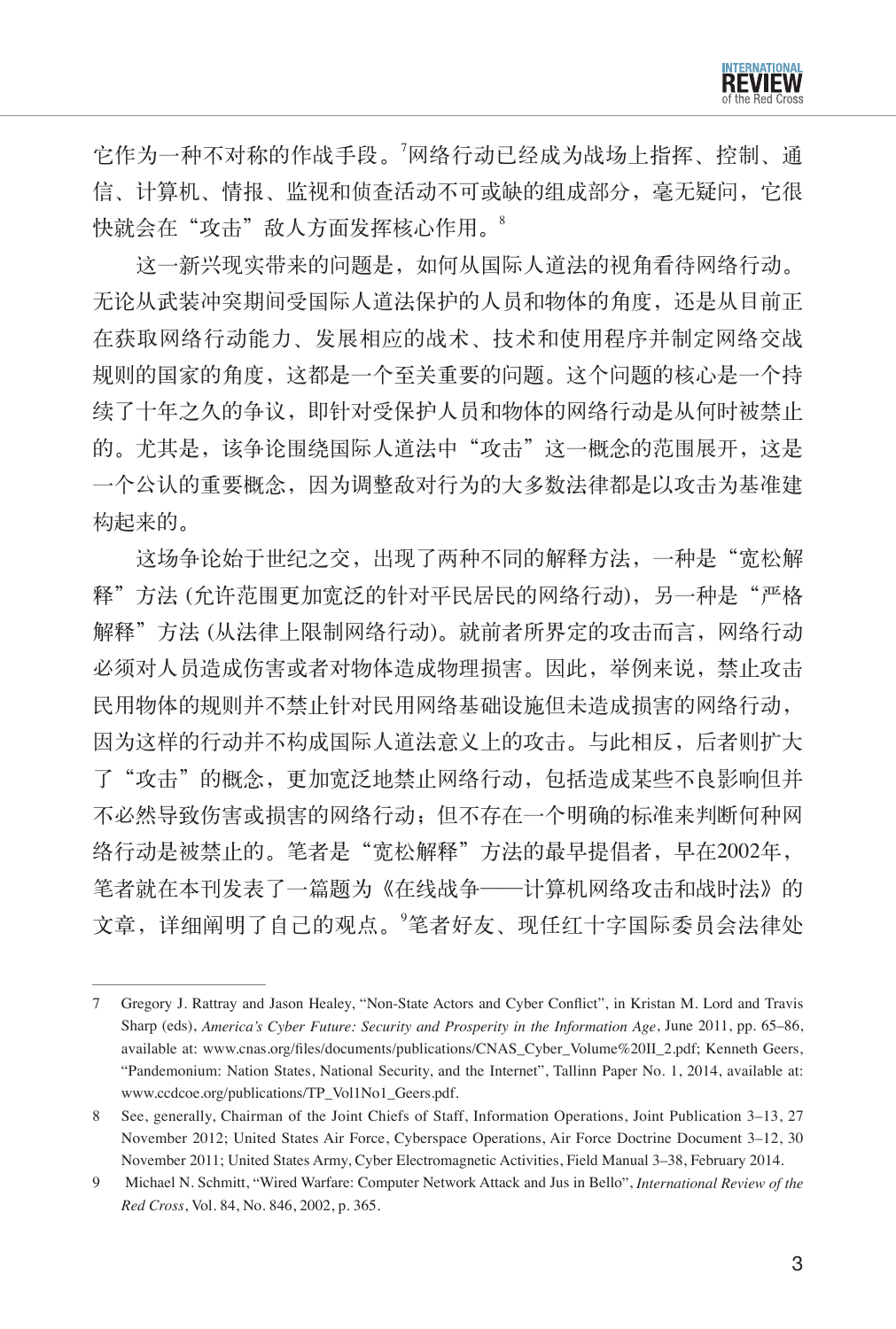它作为一种不对称的作战手段。[7]网络行动已经成为战场上指挥、控制、通信、计算机、情报、监视和侦查活动不可或缺的组成部分，毫无疑问，它很快就会在“攻击”敌人方面发挥核心作用。[8]

这一新兴现实带来的问题是，如何从国际人道法的视角看待网络行动。无论从武装冲突期间受国际人道法保护的人员和物体的角度，还是从目前正在获取网络行动能力、发展相应的战术、技术和使用程序并制定网络交战规则的国家的角度，这都是一个至关重要的问题。这个问题的核心是一个持续了十年之久的争议，即针对受保护人员和物体的网络行动是从何时被禁止的。尤其是，该争论围绕国际人道法中“攻击”这一概念的范围展开，这是一个公认的重要概念，因为调整敌对行为的大多数法律都是以攻击为基准建构起来的。

这场争论始于世纪之交，出现了两种不同的解释方法，一种是“宽松解释”方法 (允许范围更加宽泛的针对平民居民的网络行动)，另一种是“严格解释”方法 (从法律上限制网络行动)。就前者所界定的攻击而言，网络行动必须对人员造成伤害或者对物体造成物理损害。因此，举例来说，禁止攻击民用物体的规则并不禁止针对民用网络基础设施但未造成损害的网络行动，因为这样的行动并不构成国际人道法意义上的攻击。与此相反，后者则扩大了“攻击”的概念，更加宽泛地禁止网络行动，包括造成某些不良影响但并不必然导致伤害或损害的网络行动；但不存在一个明确的标准来判断何种网络行动是被禁止的。笔者是“宽松解释”方法的最早提倡者，早在2002年，笔者就在本刊发表了一篇题为《在线战争——计算机网络攻击和战时法》的文章，详细阐明了自己的观点。[9]笔者好友、现任红十字国际委员会法律处

---

7 Gregory J. Rattray and Jason Healey, “Non-State Actors and Cyber Conflict”, in Kristan M. Lord and Travis Sharp (eds), *America's Cyber Future: Security and Prosperity in the Information Age*, June 2011, pp. 65–86, available at: www.cnas.org/files/documents/publications/CNAS_Cyber_Volume%20II_2.pdf; Kenneth Geers, “Pandemonium: Nation States, National Security, and the Internet”, Tallinn Paper No. 1, 2014, available at: www.ccdcoe.org/publications/TP_Vol1No1_Geers.pdf.

8 See, generally, Chairman of the Joint Chiefs of Staff, Information Operations, Joint Publication 3–13, 27 November 2012; United States Air Force, Cyberspace Operations, Air Force Doctrine Document 3–12, 30 November 2011; United States Army, Cyber Electromagnetic Activities, Field Manual 3–38, February 2014.

9 Michael N. Schmitt, “Wired Warfare: Computer Network Attack and Jus in Bello”, *International Review of the Red Cross*, Vol. 84, No. 846, 2002, p. 365.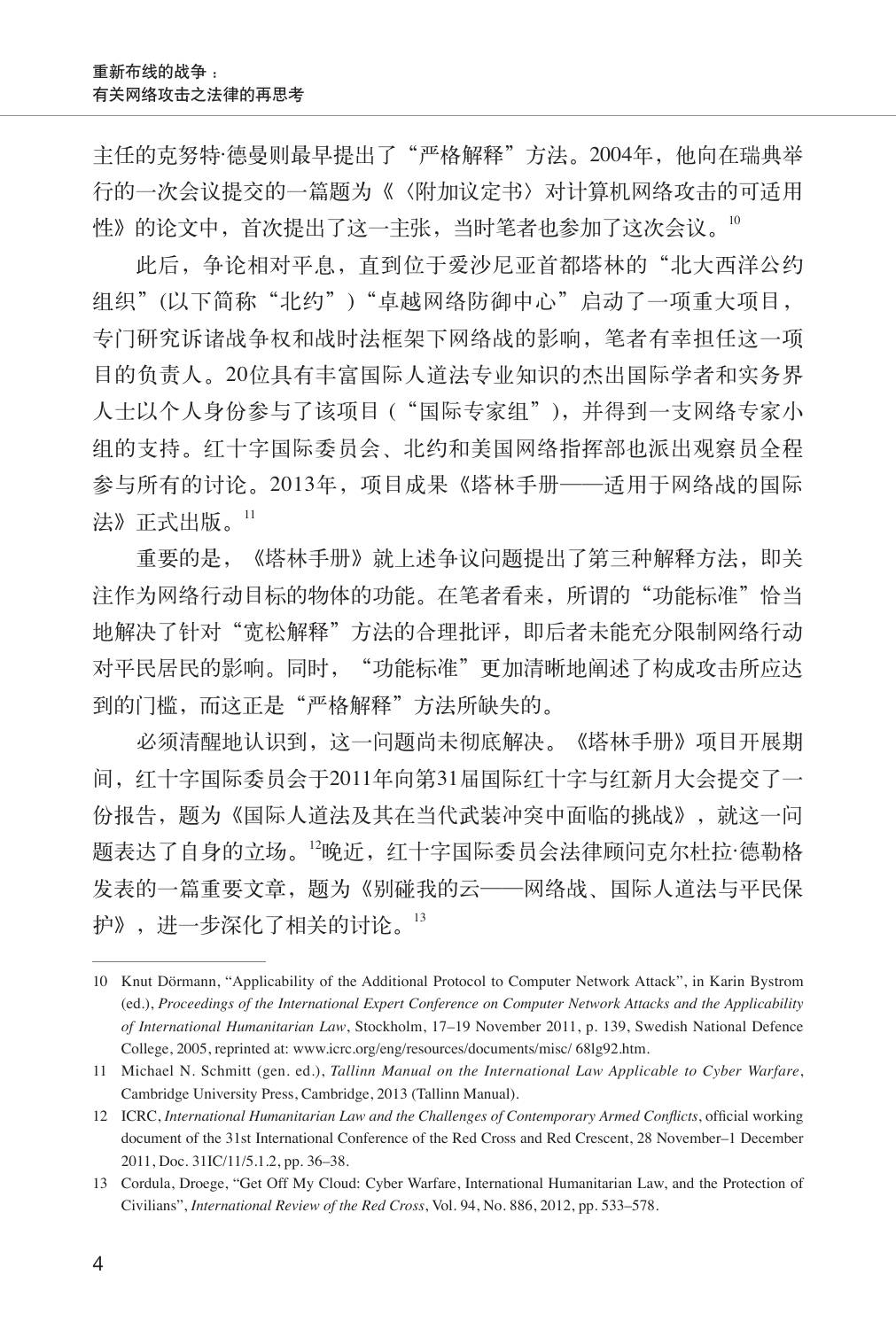主任的克努特·德曼则最早提出了“严格解释”方法。2004年，他向在瑞典举行的一次会议提交的一篇题为《〈附加议定书〉对计算机网络攻击的可适用性》的论文中，首次提出了这一主张，当时笔者也参加了这次会议。[10]

此后，争论相对平息，直到位于爱沙尼亚首都塔林的“北大西洋公约组织”(以下简称“北约”)“卓越网络防御中心”启动了一项重大项目，专门研究诉诸战争权和战时法框架下网络战的影响，笔者有幸担任这一项目的负责人。20位具有丰富国际人道法专业知识的杰出国际学者和实务界人士以个人身份参与了该项目（“国际专家组”），并得到一支网络专家小组的支持。红十字国际委员会、北约和美国网络指挥部也派出观察员全程参与所有的讨论。2013年，项目成果《塔林手册——适用于网络战的国际法》正式出版。[11]

重要的是，《塔林手册》就上述争议问题提出了第三种解释方法，即关注作为网络行动目标的物体的功能。在笔者看来，所谓的“功能标准”恰当地解决了针对“宽松解释”方法的合理批评，即后者未能充分限制网络行动对平民居民的影响。同时，“功能标准”更加清晰地阐述了构成攻击所应达到的门槛，而这正是“严格解释”方法所缺失的。

必须清醒地认识到，这一问题尚未彻底解决。《塔林手册》项目开展期间，红十字国际委员会于2011年向第31届国际红十字与红新月大会提交了一份报告，题为《国际人道法及其在当代武装冲突中面临的挑战》，就这一问题表达了自身的立场。[12]晚近，红十字国际委员会法律顾问克尔杜拉·德勒格发表的一篇重要文章，题为《别碰我的云——网络战、国际人道法与平民保护》，进一步深化了相关的讨论。[13]

---

10 Knut Dörmann, “Applicability of the Additional Protocol to Computer Network Attack”, in Karin Bystrom (ed.), *Proceedings of the International Expert Conference on Computer Network Attacks and the Applicability of International Humanitarian Law*, Stockholm, 17–19 November 2011, p. 139, Swedish National Defence College, 2005, reprinted at: www.icrc.org/eng/resources/documents/misc/ 68lg92.htm.

11 Michael N. Schmitt (gen. ed.), *Tallinn Manual on the International Law Applicable to Cyber Warfare*, Cambridge University Press, Cambridge, 2013 (Tallinn Manual).

12 ICRC, *International Humanitarian Law and the Challenges of Contemporary Armed Conflicts*, official working document of the 31st International Conference of the Red Cross and Red Crescent, 28 November–1 December 2011, Doc. 31IC/11/5.1.2, pp. 36–38.

13 Cordula, Droege, “Get Off My Cloud: Cyber Warfare, International Humanitarian Law, and the Protection of Civilians”, *International Review of the Red Cross*, Vol. 94, No. 886, 2012, pp. 533–578.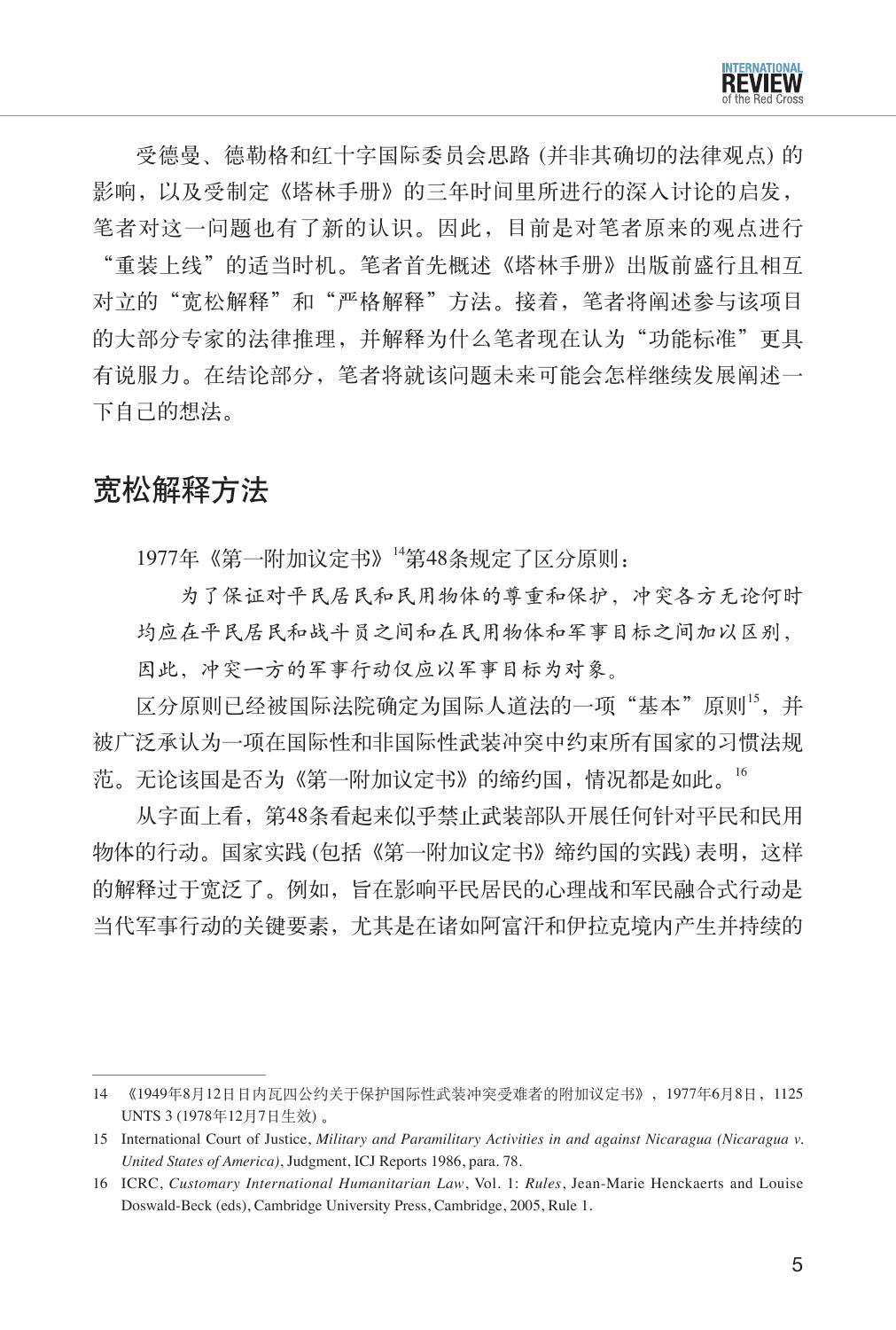受德曼、德勒格和红十字国际委员会思路 (并非其确切的法律观点) 的影响，以及受制定《塔林手册》的三年时间里所进行的深入讨论的启发，笔者对这一问题也有了新的认识。因此，目前是对笔者原来的观点进行"重装上线"的适当时机。笔者首先概述《塔林手册》出版前盛行且相互对立的"宽松解释"和"严格解释"方法。接着，笔者将阐述参与该项目的大部分专家的法律推理，并解释为什么笔者现在认为"功能标准"更具有说服力。在结论部分，笔者将就该问题未来可能会怎样继续发展阐述一下自己的想法。

## 宽松解释方法

1977年《第一附加议定书》[14]第48条规定了区分原则：

> 为了保证对平民居民和民用物体的尊重和保护，冲突各方无论何时均应在平民居民和战斗员之间和在民用物体和军事目标之间加以区别，因此，冲突一方的军事行动仅应以军事目标为对象。

区分原则已经被国际法院确定为国际人道法的一项"基本"原则[15]，并被广泛承认为一项在国际性和非国际性武装冲突中约束所有国家的习惯法规范。无论该国是否为《第一附加议定书》的缔约国，情况都是如此。[16]

从字面上看，第48条看起来似乎禁止武装部队开展任何针对平民和民用物体的行动。国家实践 (包括《第一附加议定书》缔约国的实践) 表明，这样的解释过于宽泛了。例如，旨在影响平民居民的心理战和军民融合式行动是当代军事行动的关键要素，尤其是在诸如阿富汗和伊拉克境内产生并持续的

---

14 《1949年8月12日日内瓦四公约关于保护国际性武装冲突受难者的附加议定书》，1977年6月8日，1125 UNTS 3 (1978年12月7日生效) 。

15 International Court of Justice, *Military and Paramilitary Activities in and against Nicaragua (Nicaragua v. United States of America)*, Judgment, ICJ Reports 1986, para. 78.

16 ICRC, *Customary International Humanitarian Law*, Vol. 1: *Rules*, Jean-Marie Henckaerts and Louise Doswald-Beck (eds), Cambridge University Press, Cambridge, 2005, Rule 1.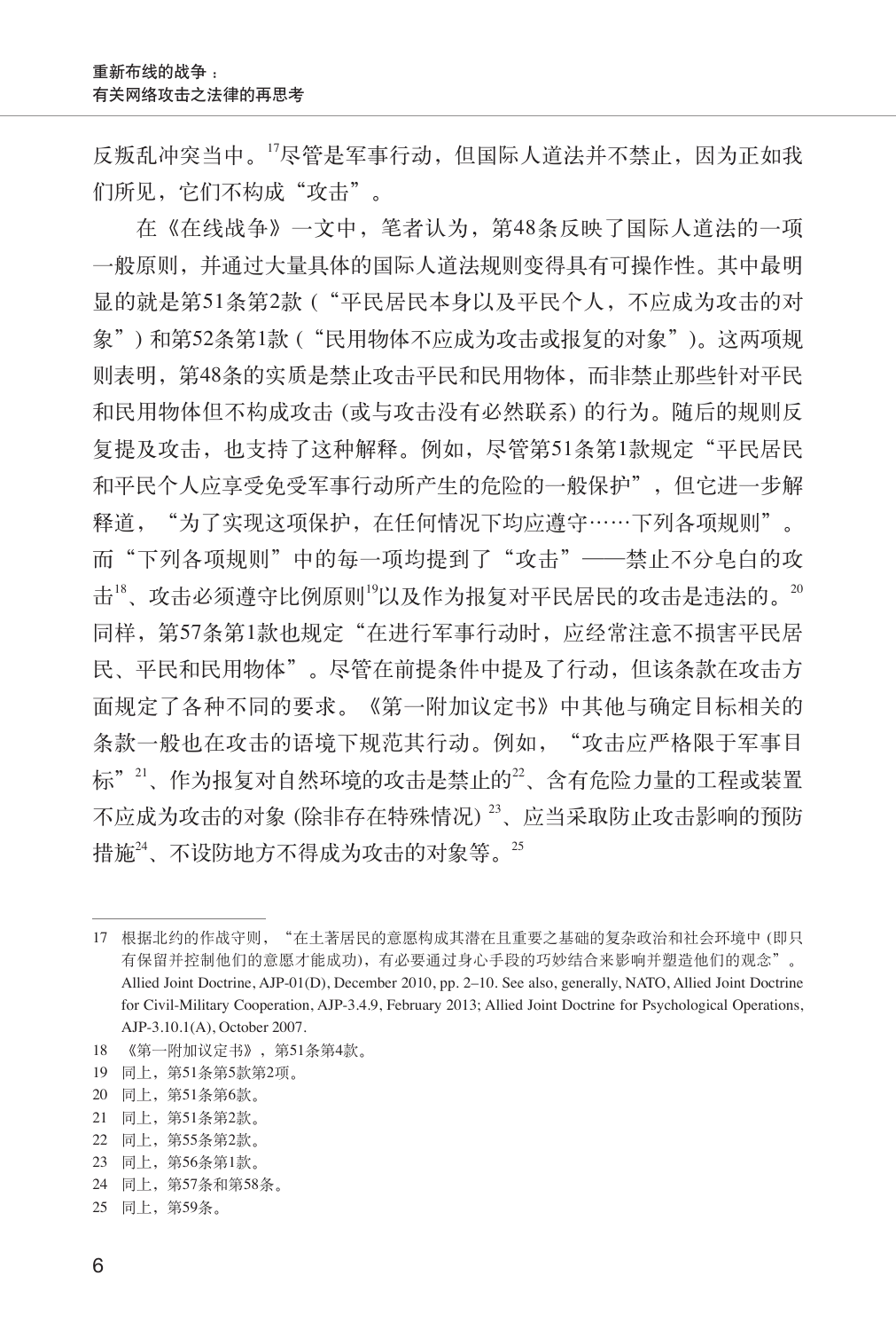反叛乱冲突当中。[17]尽管是军事行动，但国际人道法并不禁止，因为正如我们所见，它们不构成“攻击”。

在《在线战争》一文中，笔者认为，第48条反映了国际人道法的一项一般原则，并通过大量具体的国际人道法规则变得具有可操作性。其中最明显的就是第51条第2款（“平民居民本身以及平民个人，不应成为攻击的对象”）和第52条第1款（“民用物体不应成为攻击或报复的对象”）。这两项规则表明，第48条的实质是禁止攻击平民和民用物体，而非禁止那些针对平民和民用物体但不构成攻击 (或与攻击没有必然联系) 的行为。随后的规则反复提及攻击，也支持了这种解释。例如，尽管第51条第1款规定“平民居民和平民个人应享受免受军事行动所产生的危险的一般保护”，但它进一步解释道，“为了实现这项保护，在任何情况下均应遵守……下列各项规则”。而“下列各项规则”中的每一项均提到了“攻击”——禁止不分皂白的攻击[18]、攻击必须遵守比例原则[19]以及作为报复对平民居民的攻击是违法的。[20]同样，第57条第1款也规定“在进行军事行动时，应经常注意不损害平民居民、平民和民用物体”。尽管在前提条件中提及了行动，但该条款在攻击方面规定了各种不同的要求。《第一附加议定书》中其他与确定目标相关的条款一般也在攻击的语境下规范其行动。例如，“攻击应严格限于军事目标”[21]、作为报复对自然环境的攻击是禁止的[22]、含有危险力量的工程或装置不应成为攻击的对象 (除非存在特殊情况) [23]、应当采取防止攻击影响的预防措施[24]、不设防地方不得成为攻击的对象等。[25]

---

17 根据北约的作战守则，“在土著居民的意愿构成其潜在且重要之基础的复杂政治和社会环境中 (即只有保留并控制他们的意愿才能成功)，有必要通过身心手段的巧妙结合来影响并塑造他们的观念”。Allied Joint Doctrine, AJP-01(D), December 2010, pp. 2–10. See also, generally, NATO, Allied Joint Doctrine for Civil-Military Cooperation, AJP-3.4.9, February 2013; Allied Joint Doctrine for Psychological Operations, AJP-3.10.1(A), October 2007.

18 《第一附加议定书》，第51条第4款。

19 同上，第51条第5款第2项。

20 同上，第51条第6款。

21 同上，第51条第2款。

22 同上，第55条第2款。

23 同上，第56条第1款。

24 同上，第57条和第58条。

25 同上，第59条。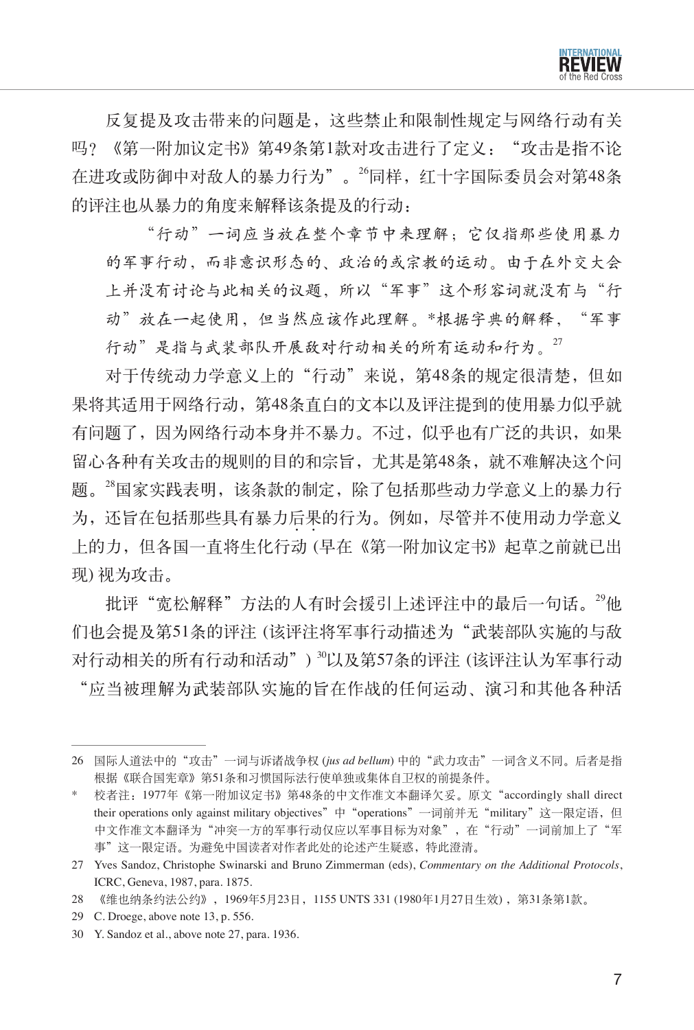反复提及攻击带来的问题是，这些禁止和限制性规定与网络行动有关吗？《第一附加议定书》第49条第1款对攻击进行了定义："攻击是指不论在进攻或防御中对敌人的暴力行为"。[26]同样，红十字国际委员会对第48条的评注也从暴力的角度来解释该条提及的行动：

> "行动"一词应当放在整个章节中来理解；它仅指那些使用暴力的军事行动，而非意识形态的、政治的或宗教的运动。由于在外交大会上并没有讨论与此相关的议题，所以"军事"这个形容词就没有与"行动"放在一起使用，但当然应该作此理解。*根据字典的解释，"军事行动"是指与武装部队开展敌对行动相关的所有运动和行为。[27]

对于传统动力学意义上的"行动"来说，第48条的规定很清楚，但如果将其适用于网络行动，第48条直白的文本以及评注提到的使用暴力似乎就有问题了，因为网络行动本身并不暴力。不过，似乎也有广泛的共识，如果留心各种有关攻击的规则的目的和宗旨，尤其是第48条，就不难解决这个问题。[28]国家实践表明，该条款的制定，除了包括那些动力学意义上的暴力行为，还旨在包括那些具有暴力后果的行为。例如，尽管并不使用动力学意义上的力，但各国一直将生化行动（早在《第一附加议定书》起草之前就已出现）视为攻击。

批评"宽松解释"方法的人有时会援引上述评注中的最后一句话。[29]他们也会提及第51条的评注（该评注将军事行动描述为"武装部队实施的与敌对行动相关的所有行动和活动"）[30]以及第57条的评注（该评注认为军事行动"应当被理解为武装部队实施的旨在作战的任何运动、演习和其他各种活

---

26 国际人道法中的"攻击"一词与诉诸战争权 (*jus ad bellum*) 中的"武力攻击"一词含义不同。后者是指根据《联合国宪章》第51条和习惯国际法行使单独或集体自卫权的前提条件。

\* 校者注：1977年《第一附加议定书》第48条的中文作准文本翻译欠妥。原文"accordingly shall direct their operations only against military objectives"中"operations"一词前并无"military"这一限定语，但中文作准文本翻译为"冲突一方的军事行动仅应以军事目标为对象"，在"行动"一词前加上了"军事"这一限定语。为避免中国读者对作者此处的论述产生疑惑，特此澄清。

27 Yves Sandoz, Christophe Swinarski and Bruno Zimmerman (eds), *Commentary on the Additional Protocols*, ICRC, Geneva, 1987, para. 1875.

28 《维也纳条约法公约》，1969年5月23日，1155 UNTS 331 (1980年1月27日生效)，第31条第1款。

29 C. Droege, above note 13, p. 556.

30 Y. Sandoz et al., above note 27, para. 1936.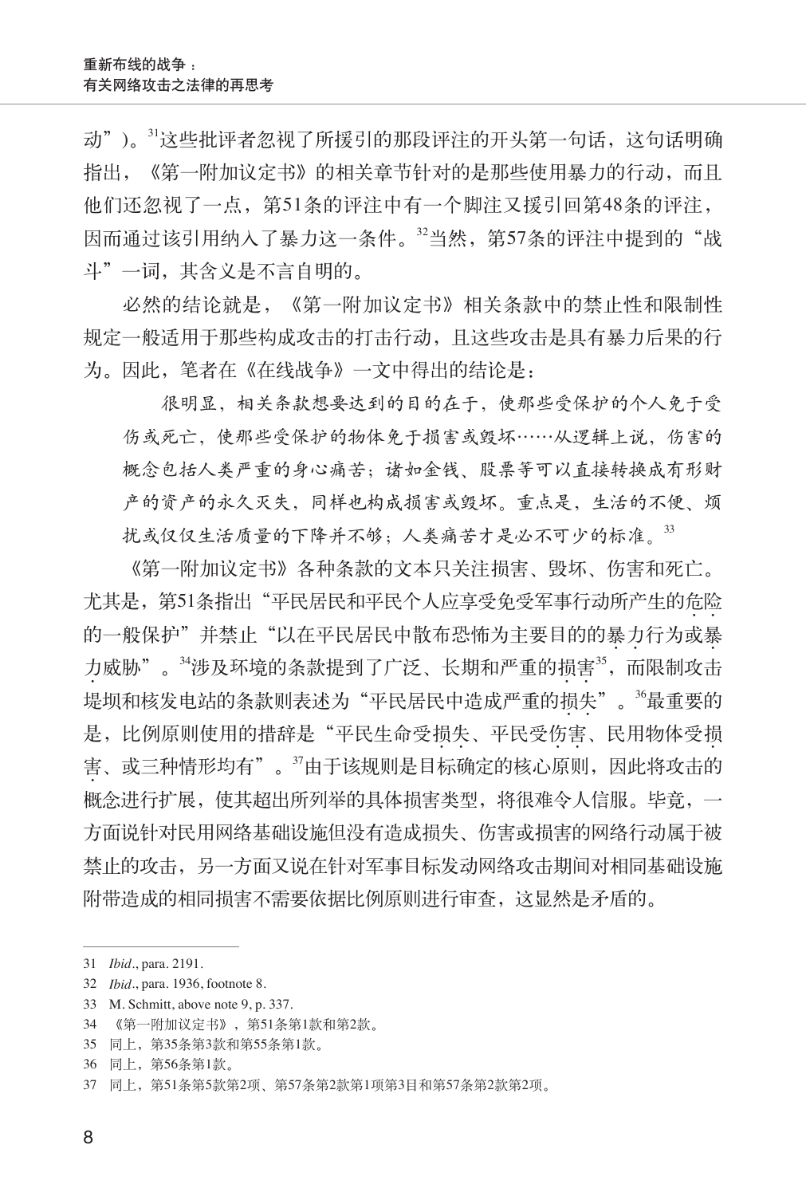动”)。[31]这些批评者忽视了所援引的那段评注的开头第一句话，这句话明确指出，《第一附加议定书》的相关章节针对的是那些使用暴力的行动，而且他们还忽视了一点，第51条的评注中有一个脚注又援引回第48条的评注，因而通过该引用纳入了暴力这一条件。[32]当然，第57条的评注中提到的“战斗”一词，其含义是不言自明的。

必然的结论就是，《第一附加议定书》相关条款中的禁止性和限制性规定一般适用于那些构成攻击的打击行动，且这些攻击是具有暴力后果的行为。因此，笔者在《在线战争》一文中得出的结论是：

> 很明显，相关条款想要达到的目的在于，使那些受保护的个人免于受伤或死亡，使那些受保护的物体免于损害或毁坏……从逻辑上说，伤害的概念包括人类严重的身心痛苦；诸如金钱、股票等可以直接转换成有形财产的资产的永久灭失，同样也构成损害或毁坏。重点是，生活的不便、烦扰或仅仅生活质量的下降并不够；人类痛苦才是必不可少的标准。[33]

《第一附加议定书》各种条款的文本只关注损害、毁坏、伤害和死亡。尤其是，第51条指出“平民居民和平民个人应享受免受军事行动所产生的危险的一般保护”并禁止“以在平民居民中散布恐怖为主要目的的暴力行为或暴力威胁”。[34]涉及环境的条款提到了广泛、长期和严重的损害[35]，而限制攻击堤坝和核发电站的条款则表述为“平民居民中造成严重的损失”。[36]最重要的是，比例原则使用的措辞是“平民生命受损失、平民受伤害、民用物体受损害、或三种情形均有”。[37]由于该规则是目标确定的核心原则，因此将攻击的概念进行扩展，使其超出所列举的具体损害类型，将很难令人信服。毕竟，一方面说针对民用网络基础设施但没有造成损失、伤害或损害的网络行动属于被禁止的攻击，另一方面又说在针对军事目标发动网络攻击期间对相同基础设施附带造成的相同损害不需要依据比例原则进行审查，这显然是矛盾的。

---

31 *Ibid*., para. 2191.

32 *Ibid*., para. 1936, footnote 8.

33 M. Schmitt, above note 9, p. 337.

34 《第一附加议定书》，第51条第1款和第2款。

35 同上，第35条第3款和第55条第1款。

36 同上，第56条第1款。

37 同上，第51条第5款第2项、第57条第2款第1项第3目和第57条第2款第2项。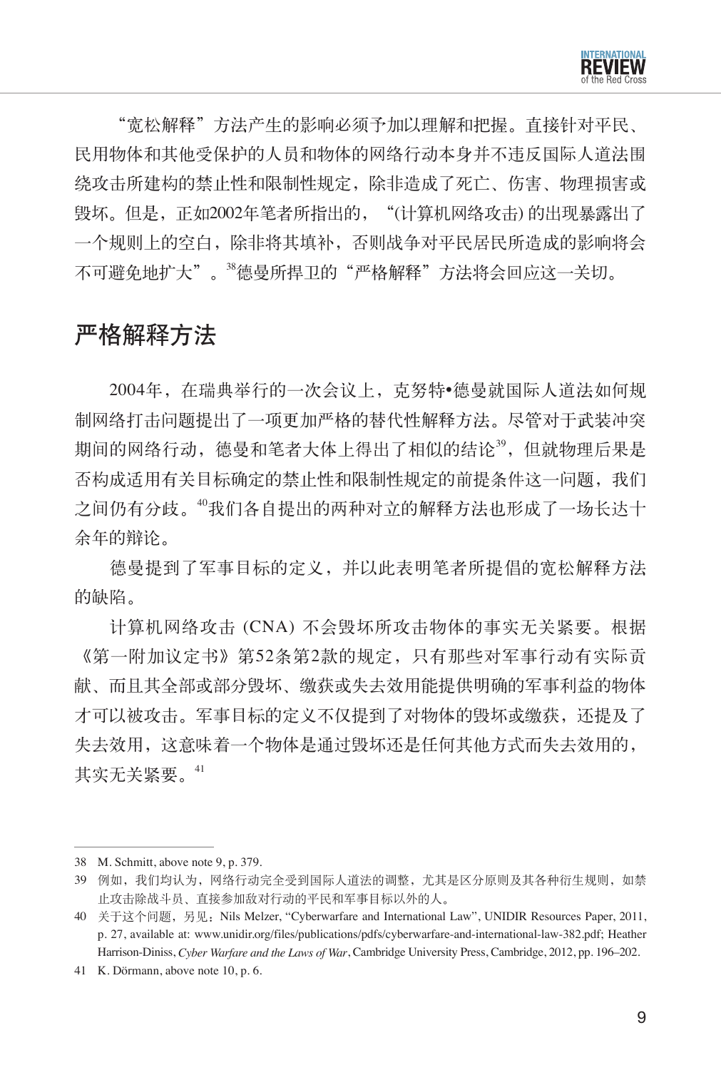"宽松解释"方法产生的影响必须予加以理解和把握。直接针对平民、民用物体和其他受保护的人员和物体的网络行动本身并不违反国际人道法围绕攻击所建构的禁止性和限制性规定，除非造成了死亡、伤害、物理损害或毁坏。但是，正如2002年笔者所指出的，"(计算机网络攻击) 的出现暴露出了一个规则上的空白，除非将其填补，否则战争对平民居民所造成的影响将会不可避免地扩大"。[38]德曼所捍卫的"严格解释"方法将会回应这一关切。

## 严格解释方法

2004年，在瑞典举行的一次会议上，克努特•德曼就国际人道法如何规制网络打击问题提出了一项更加严格的替代性解释方法。尽管对于武装冲突期间的网络行动，德曼和笔者大体上得出了相似的结论[39]，但就物理后果是否构成适用有关目标确定的禁止性和限制性规定的前提条件这一问题，我们之间仍有分歧。[40]我们各自提出的两种对立的解释方法也形成了一场长达十余年的辩论。

德曼提到了军事目标的定义，并以此表明笔者所提倡的宽松解释方法的缺陷。

计算机网络攻击 (CNA) 不会毁坏所攻击物体的事实无关紧要。根据《第一附加议定书》第52条第2款的规定，只有那些对军事行动有实际贡献、而且其全部或部分毁坏、缴获或失去效用能提供明确的军事利益的物体才可以被攻击。军事目标的定义不仅提到了对物体的毁坏或缴获，还提及了失去效用，这意味着一个物体是通过毁坏还是任何其他方式而失去效用的，其实无关紧要。[41]

---

38 M. Schmitt, above note 9, p. 379.

39 例如，我们均认为，网络行动完全受到国际人道法的调整，尤其是区分原则及其各种衍生规则，如禁止攻击除战斗员、直接参加敌对行动的平民和军事目标以外的人。

40 关于这个问题，另见：Nils Melzer, "Cyberwarfare and International Law", UNIDIR Resources Paper, 2011, p. 27, available at: www.unidir.org/files/publications/pdfs/cyberwarfare-and-international-law-382.pdf; Heather Harrison-Diniss, *Cyber Warfare and the Laws of War*, Cambridge University Press, Cambridge, 2012, pp. 196–202.

41 K. Dörmann, above note 10, p. 6.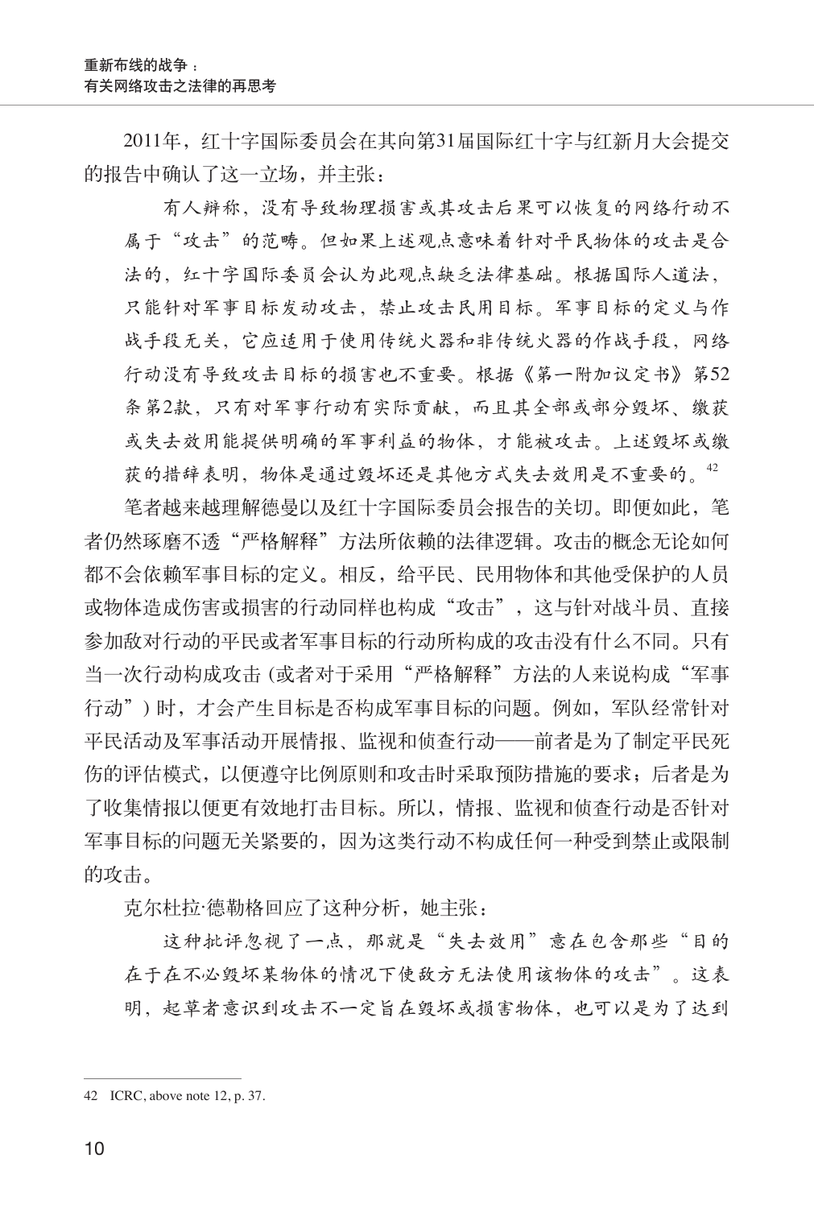2011年，红十字国际委员会在其向第31届国际红十字与红新月大会提交的报告中确认了这一立场，并主张：

> 有人辩称，没有导致物理损害或其攻击后果可以恢复的网络行动不属于"攻击"的范畴。但如果上述观点意味着针对平民物体的攻击是合法的，红十字国际委员会认为此观点缺乏法律基础。根据国际人道法，只能针对军事目标发动攻击，禁止攻击民用目标。军事目标的定义与作战手段无关，它应适用于使用传统火器和非传统火器的作战手段，网络行动没有导致攻击目标的损害也不重要。根据《第一附加议定书》第52条第2款，只有对军事行动有实际贡献，而且其全部或部分毁坏、缴获或失去效用能提供明确的军事利益的物体，才能被攻击。上述毁坏或缴获的措辞表明，物体是通过毁坏还是其他方式失去效用是不重要的。[42]

笔者越来越理解德曼以及红十字国际委员会报告的关切。即便如此，笔者仍然琢磨不透"严格解释"方法所依赖的法律逻辑。攻击的概念无论如何都不会依赖军事目标的定义。相反，给平民、民用物体和其他受保护的人员或物体造成伤害或损害的行动同样也构成"攻击"，这与针对战斗员、直接参加敌对行动的平民或者军事目标的行动所构成的攻击没有什么不同。只有当一次行动构成攻击 (或者对于采用"严格解释"方法的人来说构成"军事行动") 时，才会产生目标是否构成军事目标的问题。例如，军队经常针对平民活动及军事活动开展情报、监视和侦查行动——前者是为了制定平民死伤的评估模式，以便遵守比例原则和攻击时采取预防措施的要求；后者是为了收集情报以便更有效地打击目标。所以，情报、监视和侦查行动是否针对军事目标的问题无关紧要的，因为这类行动不构成任何一种受到禁止或限制的攻击。

克尔杜拉·德勒格回应了这种分析，她主张：

> 这种批评忽视了一点，那就是"失去效用"意在包含那些"目的在于在不必毁坏某物体的情况下使敌方无法使用该物体的攻击"。这表明，起草者意识到攻击不一定旨在毁坏或损害物体，也可以是为了达到

---

42 ICRC, above note 12, p. 37.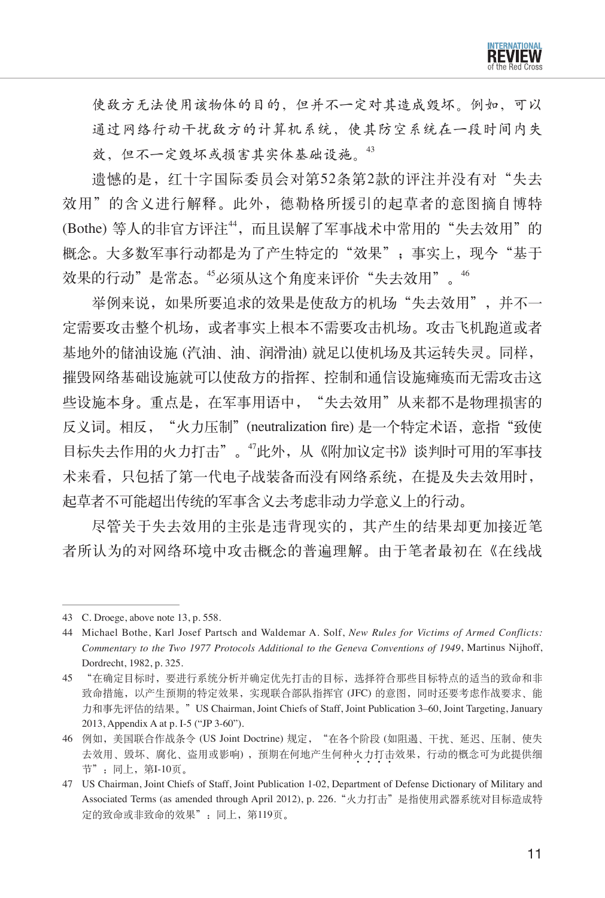使敌方无法使用该物体的目的，但并不一定对其造成毁坏。例如，可以通过网络行动干扰敌方的计算机系统，使其防空系统在一段时间内失效，但不一定毁坏或损害其实体基础设施。[43]

遗憾的是，红十字国际委员会对第52条第2款的评注并没有对“失去效用”的含义进行解释。此外，德勒格所援引的起草者的意图摘自博特 (Bothe) 等人的非官方评注[44]，而且误解了军事战术中常用的“失去效用”的概念。大多数军事行动都是为了产生特定的“效果”；事实上，现今“基于效果的行动”是常态。[45]必须从这个角度来评价“失去效用”。[46]

举例来说，如果所要追求的效果是使敌方的机场“失去效用”，并不一定需要攻击整个机场，或者事实上根本不需要攻击机场。攻击飞机跑道或者基地外的储油设施 (汽油、油、润滑油) 就足以使机场及其运转失灵。同样，摧毁网络基础设施就可以使敌方的指挥、控制和通信设施瘫痪而无需攻击这些设施本身。重点是，在军事用语中，“失去效用”从来都不是物理损害的反义词。相反，“火力压制”(neutralization fire) 是一个特定术语，意指“致使目标失去作用的火力打击”。[47]此外，从《附加议定书》谈判时可用的军事技术来看，只包括了第一代电子战装备而没有网络系统，在提及失去效用时，起草者不可能超出传统的军事含义去考虑非动力学意义上的行动。

尽管关于失去效用的主张是违背现实的，其产生的结果却更加接近笔者所认为的对网络环境中攻击概念的普遍理解。由于笔者最初在《在线战

---

43 C. Droege, above note 13, p. 558.

44 Michael Bothe, Karl Josef Partsch and Waldemar A. Solf, *New Rules for Victims of Armed Conflicts: Commentary to the Two 1977 Protocols Additional to the Geneva Conventions of 1949*, Martinus Nijhoff, Dordrecht, 1982, p. 325.

45 “在确定目标时，要进行系统分析并确定优先打击的目标，选择符合那些目标特点的适当的致命和非致命措施，以产生预期的特定效果，实现联合部队指挥官 (JFC) 的意图，同时还要考虑作战要求、能力和事先评估的结果。” US Chairman, Joint Chiefs of Staff, Joint Publication 3–60, Joint Targeting, January 2013, Appendix A at p. I-5 (“JP 3-60”).

46 例如，美国联合作战条令 (US Joint Doctrine) 规定，“在各个阶段 (如阻遏、干扰、延迟、压制、使失去效用、毁坏、腐化、盗用或影响)，预期在何地产生何种火力打击效果，行动的概念可为此提供细节”：同上，第I-10页。

47 US Chairman, Joint Chiefs of Staff, Joint Publication 1-02, Department of Defense Dictionary of Military and Associated Terms (as amended through April 2012), p. 226.“火力打击”是指使用武器系统对目标造成特定的致命或非致命的效果”：同上，第119页。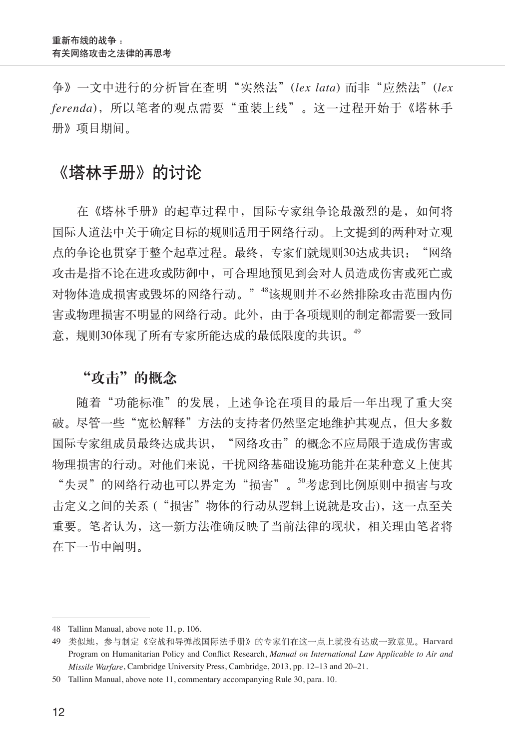争》一文中进行的分析旨在查明"实然法"(*lex lata*) 而非"应然法"(*lex ferenda*)，所以笔者的观点需要"重装上线"。这一过程开始于《塔林手册》项目期间。

## 《塔林手册》的讨论

在《塔林手册》的起草过程中，国际专家组争论最激烈的是，如何将国际人道法中关于确定目标的规则适用于网络行动。上文提到的两种对立观点的争论也贯穿于整个起草过程。最终，专家们就规则30达成共识："网络攻击是指不论在进攻或防御中，可合理地预见到会对人员造成伤害或死亡或对物体造成损害或毁坏的网络行动。"[48]该规则并不必然排除攻击范围内伤害或物理损害不明显的网络行动。此外，由于各项规则的制定都需要一致同意，规则30体现了所有专家所能达成的最低限度的共识。[49]

### "攻击"的概念

随着"功能标准"的发展，上述争论在项目的最后一年出现了重大突破。尽管一些"宽松解释"方法的支持者仍然坚定地维护其观点，但大多数国际专家组成员最终达成共识，"网络攻击"的概念不应局限于造成伤害或物理损害的行动。对他们来说，干扰网络基础设施功能并在某种意义上使其"失灵"的网络行动也可以界定为"损害"。[50]考虑到比例原则中损害与攻击定义之间的关系 ("损害"物体的行动从逻辑上说就是攻击)，这一点至关重要。笔者认为，这一新方法准确反映了当前法律的现状，相关理由笔者将在下一节中阐明。

---

48 Tallinn Manual, above note 11, p. 106.

49 类似地，参与制定《空战和导弹战国际法手册》的专家们在这一点上就没有达成一致意见。Harvard Program on Humanitarian Policy and Conflict Research, *Manual on International Law Applicable to Air and Missile Warfare*, Cambridge University Press, Cambridge, 2013, pp. 12–13 and 20–21.

50 Tallinn Manual, above note 11, commentary accompanying Rule 30, para. 10.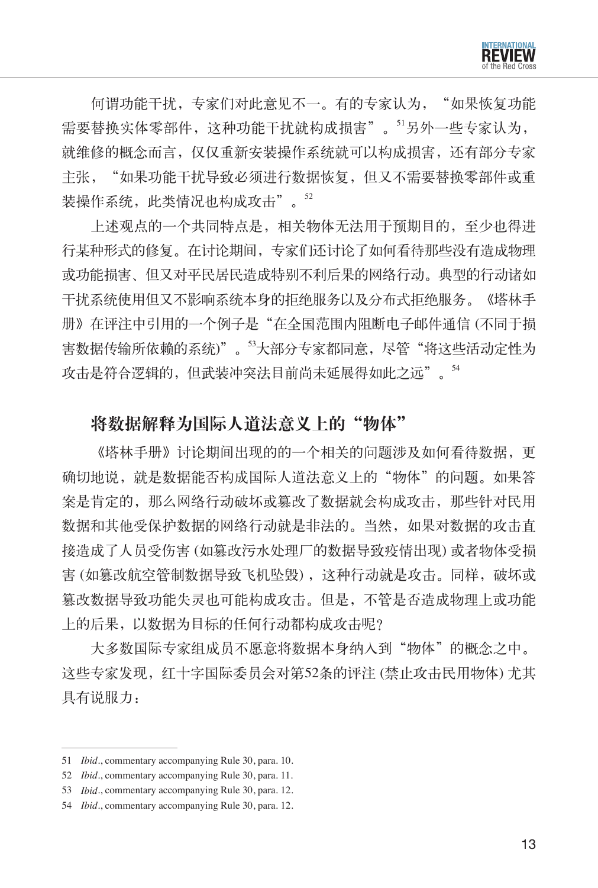何谓功能干扰，专家们对此意见不一。有的专家认为，“如果恢复功能需要替换实体零部件，这种功能干扰就构成损害”。[51]另外一些专家认为，就维修的概念而言，仅仅重新安装操作系统就可以构成损害，还有部分专家主张，“如果功能干扰导致必须进行数据恢复，但又不需要替换零部件或重装操作系统，此类情况也构成攻击”。[52]

上述观点的一个共同特点是，相关物体无法用于预期目的，至少也得进行某种形式的修复。在讨论期间，专家们还讨论了如何看待那些没有造成物理或功能损害、但又对平民居民造成特别不利后果的网络行动。典型的行动诸如干扰系统使用但又不影响系统本身的拒绝服务以及分布式拒绝服务。《塔林手册》在评注中引用的一个例子是“在全国范围内阻断电子邮件通信 (不同于损害数据传输所依赖的系统)”。[53]大部分专家都同意，尽管“将这些活动定性为攻击是符合逻辑的，但武装冲突法目前尚未延展得如此之远”。[54]

## 将数据解释为国际人道法意义上的“物体”

《塔林手册》讨论期间出现的的一个相关的问题涉及如何看待数据，更确切地说，就是数据能否构成国际人道法意义上的“物体”的问题。如果答案是肯定的，那么网络行动破坏或篡改了数据就会构成攻击，那些针对民用数据和其他受保护数据的网络行动就是非法的。当然，如果对数据的攻击直接造成了人员受伤害 (如篡改污水处理厂的数据导致疫情出现) 或者物体受损害 (如篡改航空管制数据导致飞机坠毁)，这种行动就是攻击。同样，破坏或篡改数据导致功能失灵也可能构成攻击。但是，不管是否造成物理上或功能上的后果，以数据为目标的任何行动都构成攻击呢？

大多数国际专家组成员不愿意将数据本身纳入到“物体”的概念之中。这些专家发现，红十字国际委员会对第52条的评注 (禁止攻击民用物体) 尤其具有说服力：

---

51 *Ibid.*, commentary accompanying Rule 30, para. 10.

52 *Ibid.*, commentary accompanying Rule 30, para. 11.

53 *Ibid.*, commentary accompanying Rule 30, para. 12.

54 *Ibid.*, commentary accompanying Rule 30, para. 12.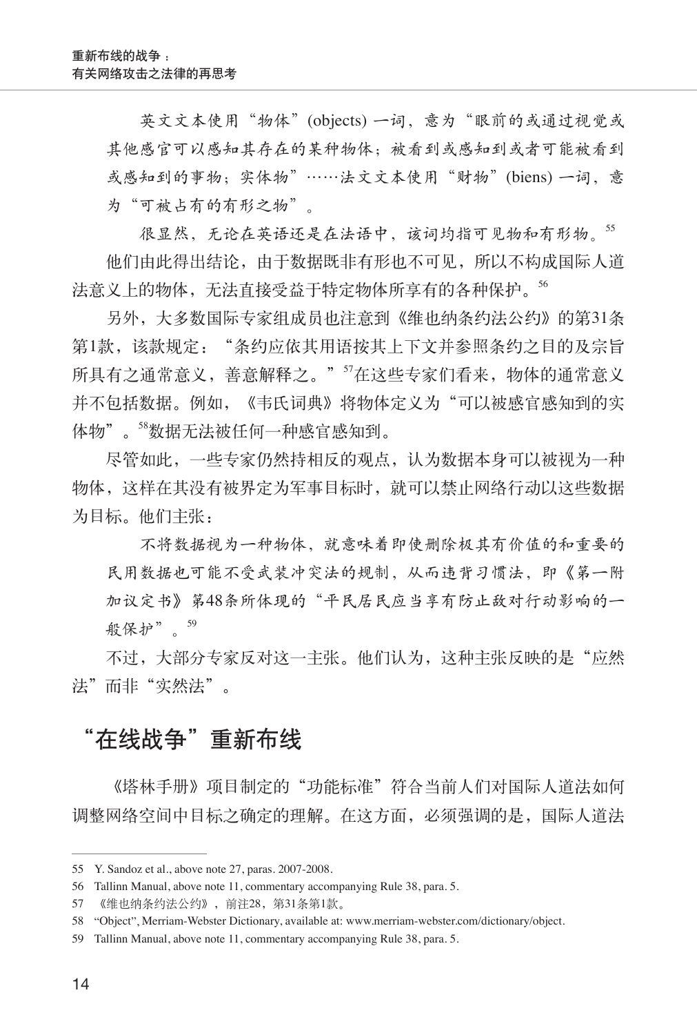> 英文文本使用“物体”(objects) 一词，意为“眼前的或通过视觉或其他感官可以感知其存在的某种物体；被看到或感知到或者可能被看到或感知到的事物；实体物”……法文文本使用“财物”(biens) 一词，意为“可被占有的有形之物”。
>
> 很显然，无论在英语还是在法语中，该词均指可见物和有形物。[55]

他们由此得出结论，由于数据既非有形也不可见，所以不构成国际人道法意义上的物体，无法直接受益于特定物体所享有的各种保护。[56]

另外，大多数国际专家组成员也注意到《维也纳条约法公约》的第31条第1款，该款规定：“条约应依其用语按其上下文并参照条约之目的及宗旨所具有之通常意义，善意解释之。”[57]在这些专家们看来，物体的通常意义并不包括数据。例如，《韦氏词典》将物体定义为“可以被感官感知到的实体物”。[58]数据无法被任何一种感官感知到。

尽管如此，一些专家仍然持相反的观点，认为数据本身可以被视为一种物体，这样在其没有被界定为军事目标时，就可以禁止网络行动以这些数据为目标。他们主张：

> 不将数据视为一种物体，就意味着即使删除极其有价值的和重要的民用数据也可能不受武装冲突法的规制，从而违背习惯法，即《第一附加议定书》第48条所体现的“平民居民应当享有防止敌对行动影响的一般保护”。[59]

不过，大部分专家反对这一主张。他们认为，这种主张反映的是“应然法”而非“实然法”。

## “在线战争”重新布线

《塔林手册》项目制定的“功能标准”符合当前人们对国际人道法如何调整网络空间中目标之确定的理解。在这方面，必须强调的是，国际人道法

---

55 Y. Sandoz et al., above note 27, paras. 2007-2008.

56 Tallinn Manual, above note 11, commentary accompanying Rule 38, para. 5.

57 《维也纳条约法公约》，前注28，第31条第1款。

58 “Object”, Merriam-Webster Dictionary, available at: www.merriam-webster.com/dictionary/object.

59 Tallinn Manual, above note 11, commentary accompanying Rule 38, para. 5.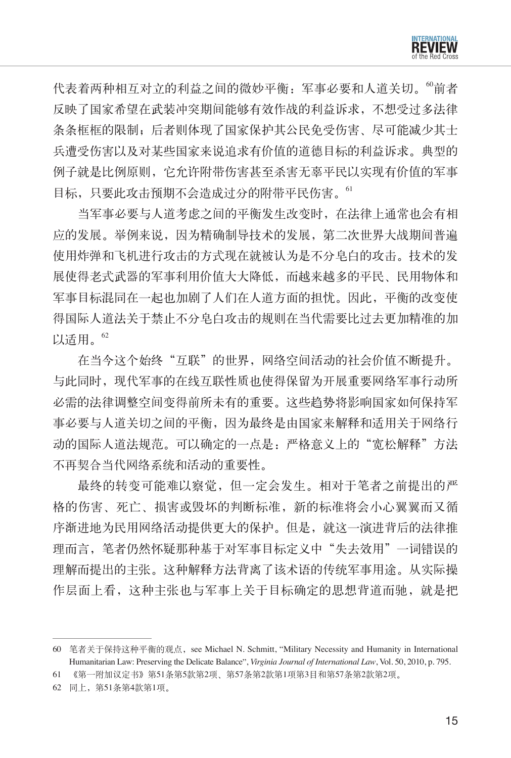代表着两种相互对立的利益之间的微妙平衡：军事必要和人道关切。[60]前者反映了国家希望在武装冲突期间能够有效作战的利益诉求，不想受过多法律条条框框的限制；后者则体现了国家保护其公民免受伤害、尽可能减少其士兵遭受伤害以及对某些国家来说追求有价值的道德目标的利益诉求。典型的例子就是比例原则，它允许附带伤害甚至杀害无辜平民以实现有价值的军事目标，只要此攻击预期不会造成过分的附带平民伤害。[61]

当军事必要与人道考虑之间的平衡发生改变时，在法律上通常也会有相应的发展。举例来说，因为精确制导技术的发展，第二次世界大战期间普遍使用炸弹和飞机进行攻击的方式现在就被认为是不分皂白的攻击。技术的发展使得老式武器的军事利用价值大大降低，而越来越多的平民、民用物体和军事目标混同在一起也加剧了人们在人道方面的担忧。因此，平衡的改变使得国际人道法关于禁止不分皂白攻击的规则在当代需要比过去更加精准的加以适用。[62]

在当今这个始终"互联"的世界，网络空间活动的社会价值不断提升。与此同时，现代军事的在线互联性质也使得保留为开展重要网络军事行动所必需的法律调整空间变得前所未有的重要。这些趋势将影响国家如何保持军事必要与人道关切之间的平衡，因为最终是由国家来解释和适用关于网络行动的国际人道法规范。可以确定的一点是：严格意义上的"宽松解释"方法不再契合当代网络系统和活动的重要性。

最终的转变可能难以察觉，但一定会发生。相对于笔者之前提出的严格的伤害、死亡、损害或毁坏的判断标准，新的标准将会小心翼翼而又循序渐进地为民用网络活动提供更大的保护。但是，就这一演进背后的法律推理而言，笔者仍然怀疑那种基于对军事目标定义中"失去效用"一词错误的理解而提出的主张。这种解释方法背离了该术语的传统军事用途。从实际操作层面上看，这种主张也与军事上关于目标确定的思想背道而驰，就是把

---

60 笔者关于保持这种平衡的观点，see Michael N. Schmitt, "Military Necessity and Humanity in International Humanitarian Law: Preserving the Delicate Balance", *Virginia Journal of International Law*, Vol. 50, 2010, p. 795.

61 《第一附加议定书》第51条第5款第2项、第57条第2款第1项第3目和第57条第2款第2项。

62 同上，第51条第4款第1项。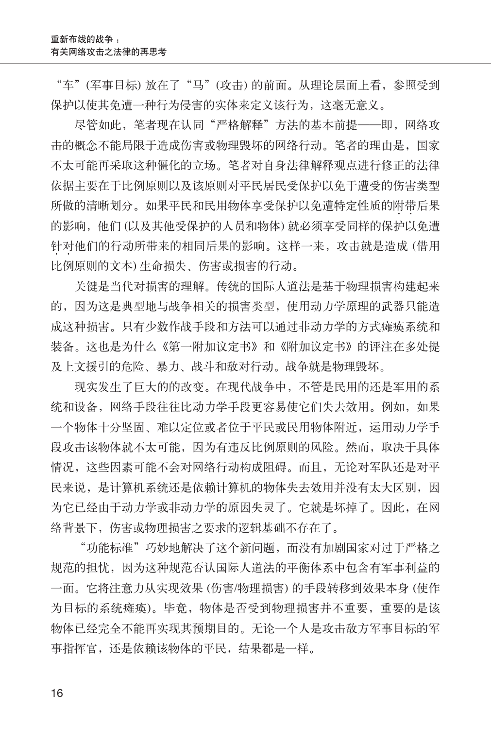"车"(军事目标) 放在了"马"(攻击) 的前面。从理论层面上看，参照受到保护以使其免遭一种行为侵害的实体来定义该行为，这毫无意义。

尽管如此，笔者现在认同"严格解释"方法的基本前提——即，网络攻击的概念不能局限于造成伤害或物理毁坏的网络行动。笔者的理由是，国家不太可能再采取这种僵化的立场。笔者对自身法律解释观点进行修正的法律依据主要在于比例原则以及该原则对平民居民受保护以免于遭受的伤害类型所做的清晰划分。如果平民和民用物体享受保护以免遭特定性质的附带后果的影响，他们 (以及其他受保护的人员和物体) 就必须享受同样的保护以免遭针对他们的行动所带来的相同后果的影响。这样一来，攻击就是造成 (借用比例原则的文本) 生命损失、伤害或损害的行动。

关键是当代对损害的理解。传统的国际人道法是基于物理损害构建起来的，因为这是典型地与战争相关的损害类型，使用动力学原理的武器只能造成这种损害。只有少数作战手段和方法可以通过非动力学的方式瘫痪系统和装备。这也是为什么《第一附加议定书》和《附加议定书》的评注在多处提及上文援引的危险、暴力、战斗和敌对行动。战争就是物理毁坏。

现实发生了巨大的的改变。在现代战争中，不管是民用的还是军用的系统和设备，网络手段往往比动力学手段更容易使它们失去效用。例如，如果一个物体十分坚固、难以定位或者位于平民或民用物体附近，运用动力学手段攻击该物体就不太可能，因为有违反比例原则的风险。然而，取决于具体情况，这些因素可能不会对网络行动构成阻碍。而且，无论对军队还是对平民来说，是计算机系统还是依赖计算机的物体失去效用并没有太大区别，因为它已经由于动力学或非动力学的原因失灵了。它就是坏掉了。因此，在网络背景下，伤害或物理损害之要求的逻辑基础不存在了。

"功能标准"巧妙地解决了这个新问题，而没有加剧国家对过于严格之规范的担忧，因为这种规范否认国际人道法的平衡体系中包含有军事利益的一面。它将注意力从实现效果 (伤害/物理损害) 的手段转移到效果本身 (使作为目标的系统瘫痪)。毕竟，物体是否受到物理损害并不重要，重要的是该物体已经完全不能再实现其预期目的。无论一个人是攻击敌方军事目标的军事指挥官，还是依赖该物体的平民，结果都是一样。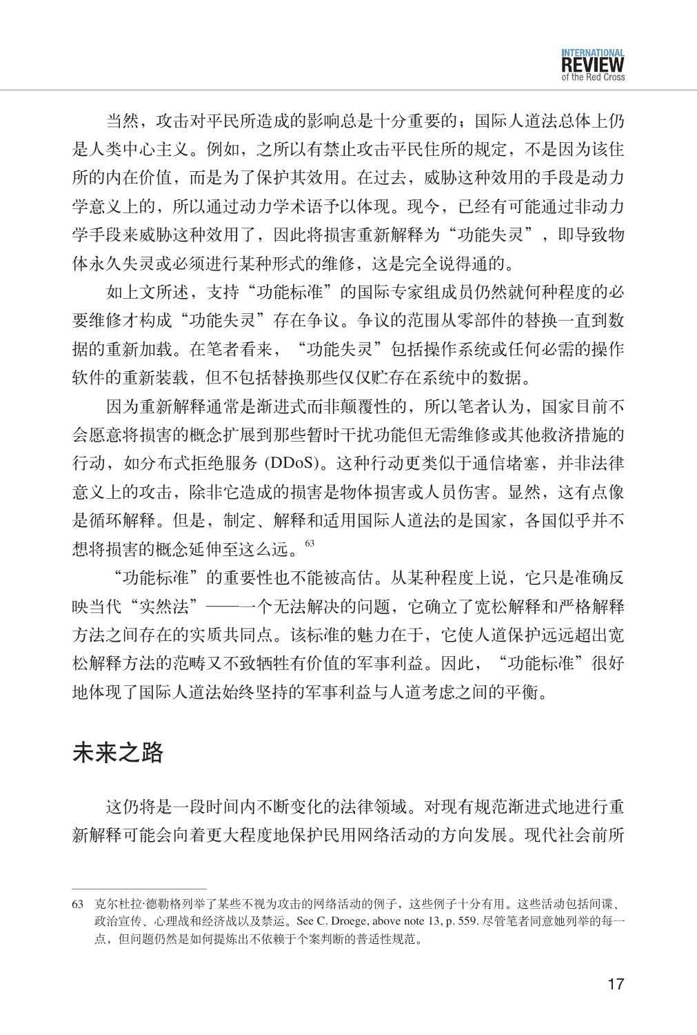当然，攻击对平民所造成的影响总是十分重要的；国际人道法总体上仍是人类中心主义。例如，之所以有禁止攻击平民住所的规定，不是因为该住所的内在价值，而是为了保护其效用。在过去，威胁这种效用的手段是动力学意义上的，所以通过动力学术语予以体现。现今，已经有可能通过非动力学手段来威胁这种效用了，因此将损害重新解释为“功能失灵”，即导致物体永久失灵或必须进行某种形式的维修，这是完全说得通的。

如上文所述，支持“功能标准”的国际专家组成员仍然就何种程度的必要维修才构成“功能失灵”存在争议。争议的范围从零部件的替换一直到数据的重新加载。在笔者看来，“功能失灵”包括操作系统或任何必需的操作软件的重新装载，但不包括替换那些仅仅贮存在系统中的数据。

因为重新解释通常是渐进式而非颠覆性的，所以笔者认为，国家目前不会愿意将损害的概念扩展到那些暂时干扰功能但无需维修或其他救济措施的行动，如分布式拒绝服务 (DDoS)。这种行动更类似于通信堵塞，并非法律意义上的攻击，除非它造成的损害是物体损害或人员伤害。显然，这有点像是循环解释。但是，制定、解释和适用国际人道法的是国家，各国似乎并不想将损害的概念延伸至这么远。[63]

“功能标准”的重要性也不能被高估。从某种程度上说，它只是准确反映当代“实然法”——一个无法解决的问题，它确立了宽松解释和严格解释方法之间存在的实质共同点。该标准的魅力在于，它使人道保护远远超出宽松解释方法的范畴又不致牺牲有价值的军事利益。因此，“功能标准”很好地体现了国际人道法始终坚持的军事利益与人道考虑之间的平衡。

## 未来之路

这仍将是一段时间内不断变化的法律领域。对现有规范渐进式地进行重新解释可能会向着更大程度地保护民用网络活动的方向发展。现代社会前所

---

63 克尔杜拉·德勒格列举了某些不视为攻击的网络活动的例子，这些例子十分有用。这些活动包括间谍、政治宣传、心理战和经济战以及禁运。See C. Droege, above note 13, p. 559. 尽管笔者同意她列举的每一点，但问题仍然是如何提炼出不依赖于个案判断的普适性规范。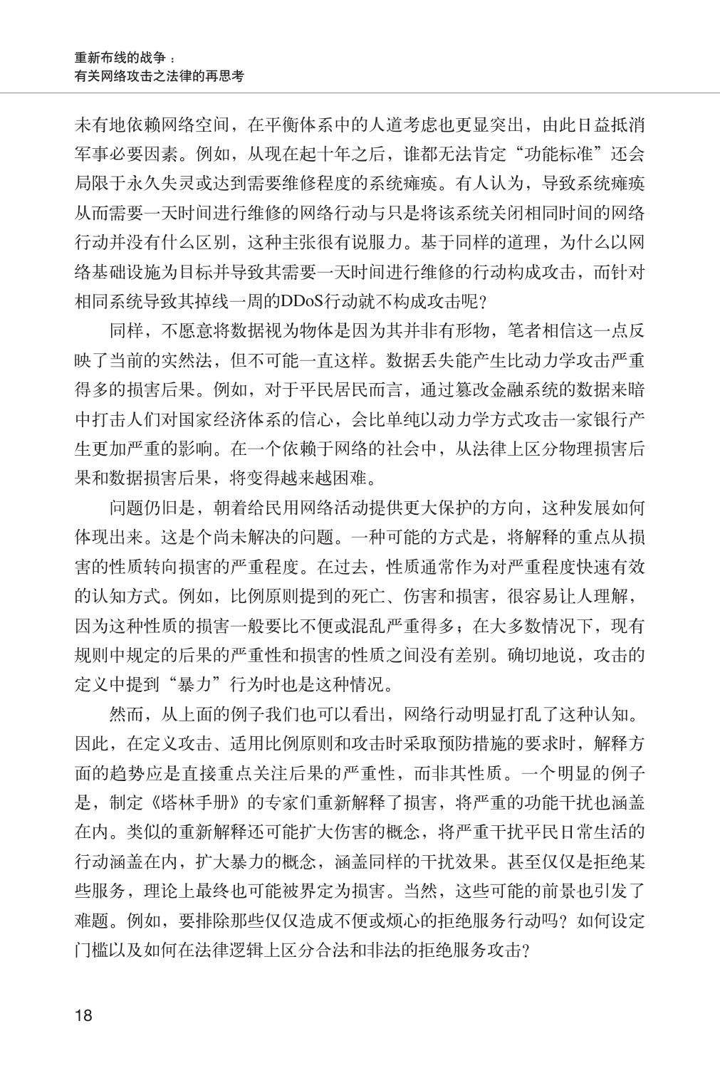未有地依赖网络空间，在平衡体系中的人道考虑也更显突出，由此日益抵消军事必要因素。例如，从现在起十年之后，谁都无法肯定“功能标准”还会局限于永久失灵或达到需要维修程度的系统瘫痪。有人认为，导致系统瘫痪从而需要一天时间进行维修的网络行动与只是将该系统关闭相同时间的网络行动并没有什么区别，这种主张很有说服力。基于同样的道理，为什么以网络基础设施为目标并导致其需要一天时间进行维修的行动构成攻击，而针对相同系统导致其掉线一周的DDoS行动就不构成攻击呢？

同样，不愿意将数据视为物体是因为其并非有形物，笔者相信这一点反映了当前的实然法，但不可能一直这样。数据丢失能产生比动力学攻击严重得多的损害后果。例如，对于平民居民而言，通过篡改金融系统的数据来暗中打击人们对国家经济体系的信心，会比单纯以动力学方式攻击一家银行产生更加严重的影响。在一个依赖于网络的社会中，从法律上区分物理损害后果和数据损害后果，将变得越来越困难。

问题仍旧是，朝着给民用网络活动提供更大保护的方向，这种发展如何体现出来。这是个尚未解决的问题。一种可能的方式是，将解释的重点从损害的性质转向损害的严重程度。在过去，性质通常作为对严重程度快速有效的认知方式。例如，比例原则提到的死亡、伤害和损害，很容易让人理解，因为这种性质的损害一般要比不便或混乱严重得多；在大多数情况下，现有规则中规定的后果的严重性和损害的性质之间没有差别。确切地说，攻击的定义中提到“暴力”行为时也是这种情况。

然而，从上面的例子我们也可以看出，网络行动明显打乱了这种认知。因此，在定义攻击、适用比例原则和攻击时采取预防措施的要求时，解释方面的趋势应是直接重点关注后果的严重性，而非其性质。一个明显的例子是，制定《塔林手册》的专家们重新解释了损害，将严重的功能干扰也涵盖在内。类似的重新解释还可能扩大伤害的概念，将严重干扰平民日常生活的行动涵盖在内，扩大暴力的概念，涵盖同样的干扰效果。甚至仅仅是拒绝某些服务，理论上最终也可能被界定为损害。当然，这些可能的前景也引发了难题。例如，要排除那些仅仅造成不便或烦心的拒绝服务行动吗？如何设定门槛以及如何在法律逻辑上区分合法和非法的拒绝服务攻击？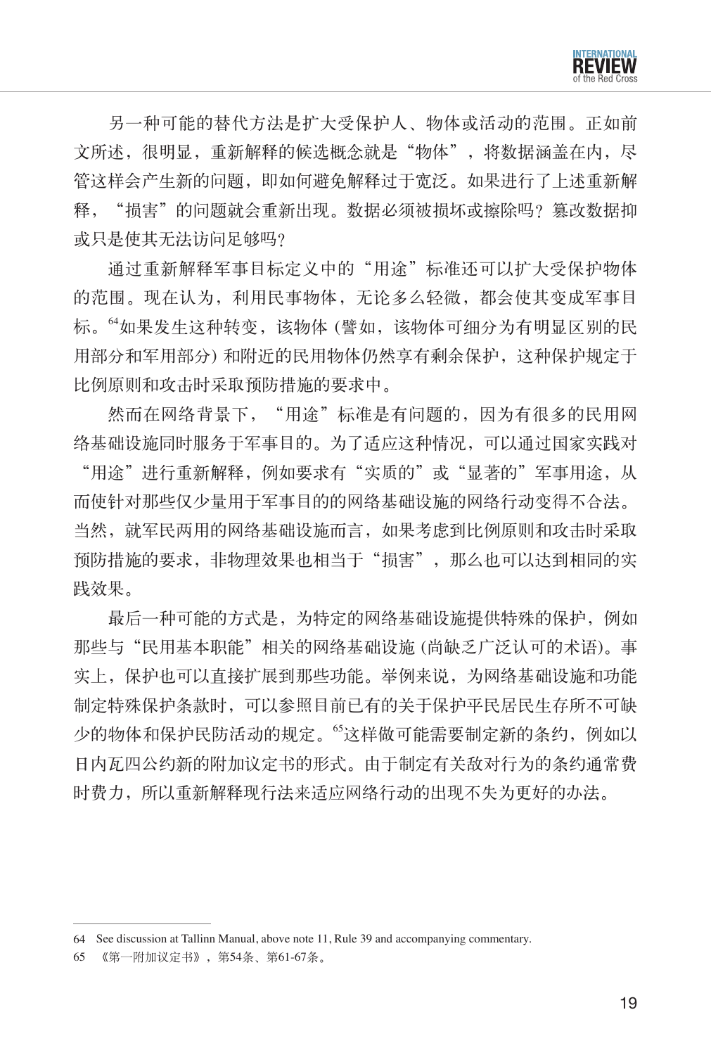另一种可能的替代方法是扩大受保护人、物体或活动的范围。正如前文所述，很明显，重新解释的候选概念就是“物体”，将数据涵盖在内，尽管这样会产生新的问题，即如何避免解释过于宽泛。如果进行了上述重新解释，“损害”的问题就会重新出现。数据必须被损坏或擦除吗？篡改数据抑或只是使其无法访问足够吗？

通过重新解释军事目标定义中的“用途”标准还可以扩大受保护物体的范围。现在认为，利用民事物体，无论多么轻微，都会使其变成军事目标。[64]如果发生这种转变，该物体 (譬如，该物体可细分为有明显区别的民用部分和军用部分) 和附近的民用物体仍然享有剩余保护，这种保护规定于比例原则和攻击时采取预防措施的要求中。

然而在网络背景下，“用途”标准是有问题的，因为有很多的民用网络基础设施同时服务于军事目的。为了适应这种情况，可以通过国家实践对“用途”进行重新解释，例如要求有“实质的”或“显著的”军事用途，从而使针对那些仅少量用于军事目的的网络基础设施的网络行动变得不合法。当然，就军民两用的网络基础设施而言，如果考虑到比例原则和攻击时采取预防措施的要求，非物理效果也相当于“损害”，那么也可以达到相同的实践效果。

最后一种可能的方式是，为特定的网络基础设施提供特殊的保护，例如那些与“民用基本职能”相关的网络基础设施 (尚缺乏广泛认可的术语)。事实上，保护也可以直接扩展到那些功能。举例来说，为网络基础设施和功能制定特殊保护条款时，可以参照目前已有的关于保护平民居民生存所不可缺少的物体和保护民防活动的规定。[65]这样做可能需要制定新的条约，例如以日内瓦四公约新的附加议定书的形式。由于制定有关敌对行为的条约通常费时费力，所以重新解释现行法来适应网络行动的出现不失为更好的办法。

---

64 See discussion at Tallinn Manual, above note 11, Rule 39 and accompanying commentary.

65 《第一附加议定书》，第54条、第61-67条。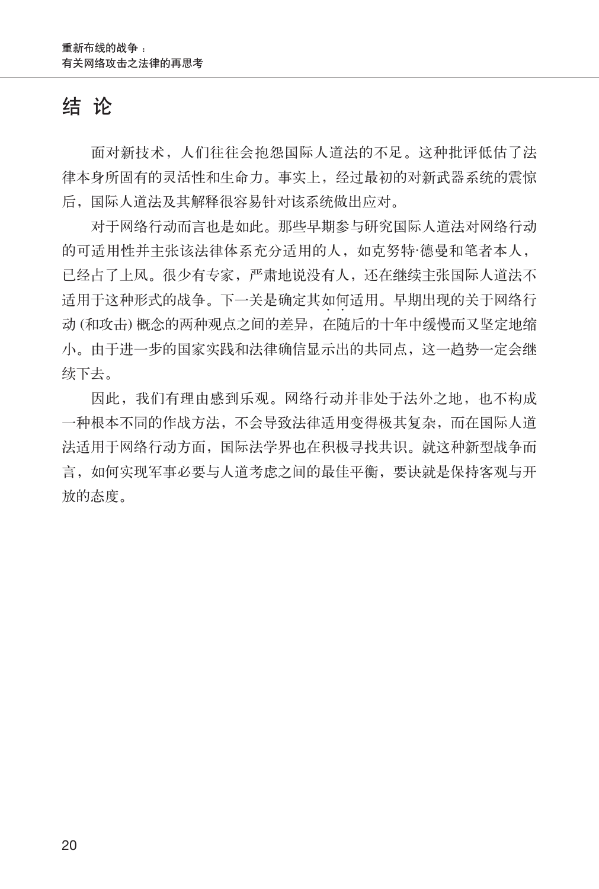# 结 论

面对新技术，人们往往会抱怨国际人道法的不足。这种批评低估了法律本身所固有的灵活性和生命力。事实上，经过最初的对新武器系统的震惊后，国际人道法及其解释很容易针对该系统做出应对。

对于网络行动而言也是如此。那些早期参与研究国际人道法对网络行动的可适用性并主张该法律体系充分适用的人，如克努特·德曼和笔者本人，已经占了上风。很少有专家，严肃地说没有人，还在继续主张国际人道法不适用于这种形式的战争。下一关是确定其如何适用。早期出现的关于网络行动 (和攻击) 概念的两种观点之间的差异，在随后的十年中缓慢而又坚定地缩小。由于进一步的国家实践和法律确信显示出的共同点，这一趋势一定会继续下去。

因此，我们有理由感到乐观。网络行动并非处于法外之地，也不构成一种根本不同的作战方法，不会导致法律适用变得极其复杂，而在国际人道法适用于网络行动方面，国际法学界也在积极寻找共识。就这种新型战争而言，如何实现军事必要与人道考虑之间的最佳平衡，要诀就是保持客观与开放的态度。